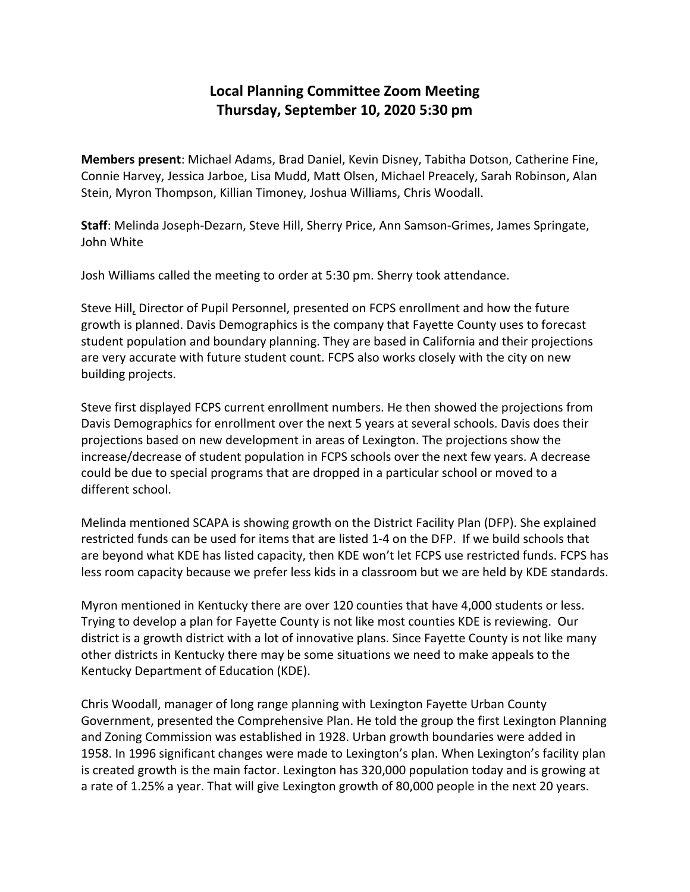# Local Planning Committee Zoom Meeting
# Thursday, September 10, 2020 5:30 pm

**Members present**: Michael Adams, Brad Daniel, Kevin Disney, Tabitha Dotson, Catherine Fine, Connie Harvey, Jessica Jarboe, Lisa Mudd, Matt Olsen, Michael Preacely, Sarah Robinson, Alan Stein, Myron Thompson, Killian Timoney, Joshua Williams, Chris Woodall.

**Staff**: Melinda Joseph-Dezarn, Steve Hill, Sherry Price, Ann Samson-Grimes, James Springate, John White

Josh Williams called the meeting to order at 5:30 pm. Sherry took attendance.

Steve Hill, Director of Pupil Personnel, presented on FCPS enrollment and how the future growth is planned. Davis Demographics is the company that Fayette County uses to forecast student population and boundary planning. They are based in California and their projections are very accurate with future student count. FCPS also works closely with the city on new building projects.

Steve first displayed FCPS current enrollment numbers. He then showed the projections from Davis Demographics for enrollment over the next 5 years at several schools. Davis does their projections based on new development in areas of Lexington. The projections show the increase/decrease of student population in FCPS schools over the next few years. A decrease could be due to special programs that are dropped in a particular school or moved to a different school.

Melinda mentioned SCAPA is showing growth on the District Facility Plan (DFP). She explained restricted funds can be used for items that are listed 1-4 on the DFP. If we build schools that are beyond what KDE has listed capacity, then KDE won't let FCPS use restricted funds. FCPS has less room capacity because we prefer less kids in a classroom but we are held by KDE standards.

Myron mentioned in Kentucky there are over 120 counties that have 4,000 students or less. Trying to develop a plan for Fayette County is not like most counties KDE is reviewing. Our district is a growth district with a lot of innovative plans. Since Fayette County is not like many other districts in Kentucky there may be some situations we need to make appeals to the Kentucky Department of Education (KDE).

Chris Woodall, manager of long range planning with Lexington Fayette Urban County Government, presented the Comprehensive Plan. He told the group the first Lexington Planning and Zoning Commission was established in 1928. Urban growth boundaries were added in 1958. In 1996 significant changes were made to Lexington's plan. When Lexington's facility plan is created growth is the main factor. Lexington has 320,000 population today and is growing at a rate of 1.25% a year. That will give Lexington growth of 80,000 people in the next 20 years.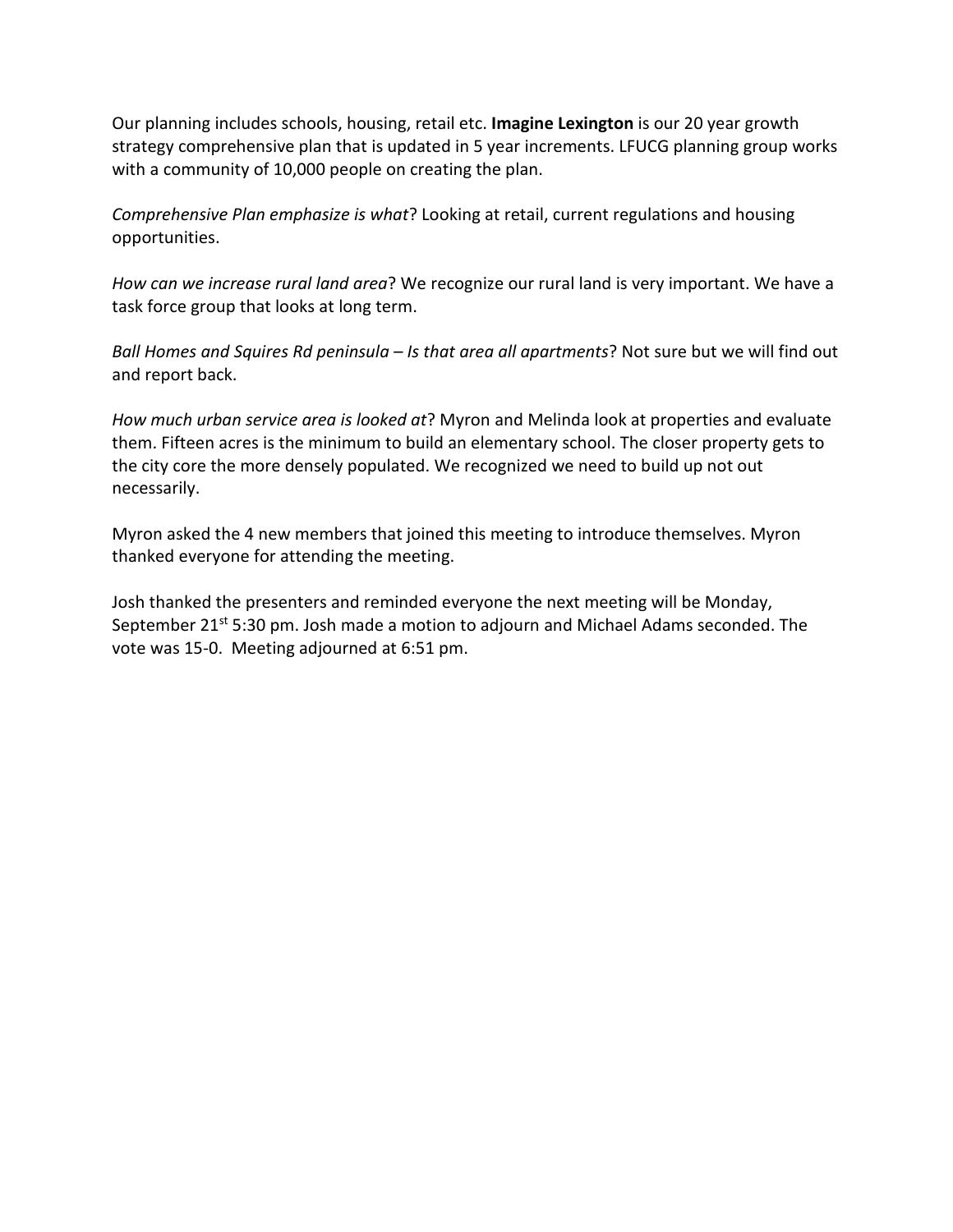Our planning includes schools, housing, retail etc. **Imagine Lexington** is our 20 year growth strategy comprehensive plan that is updated in 5 year increments. LFUCG planning group works with a community of 10,000 people on creating the plan.

*Comprehensive Plan emphasize is what*? Looking at retail, current regulations and housing opportunities.

*How can we increase rural land area*? We recognize our rural land is very important. We have a task force group that looks at long term.

*Ball Homes and Squires Rd peninsula – Is that area all apartments*? Not sure but we will find out and report back.

*How much urban service area is looked at*? Myron and Melinda look at properties and evaluate them. Fifteen acres is the minimum to build an elementary school. The closer property gets to the city core the more densely populated. We recognized we need to build up not out necessarily.

Myron asked the 4 new members that joined this meeting to introduce themselves. Myron thanked everyone for attending the meeting.

Josh thanked the presenters and reminded everyone the next meeting will be Monday, September 21st 5:30 pm. Josh made a motion to adjourn and Michael Adams seconded. The vote was 15-0. Meeting adjourned at 6:51 pm.